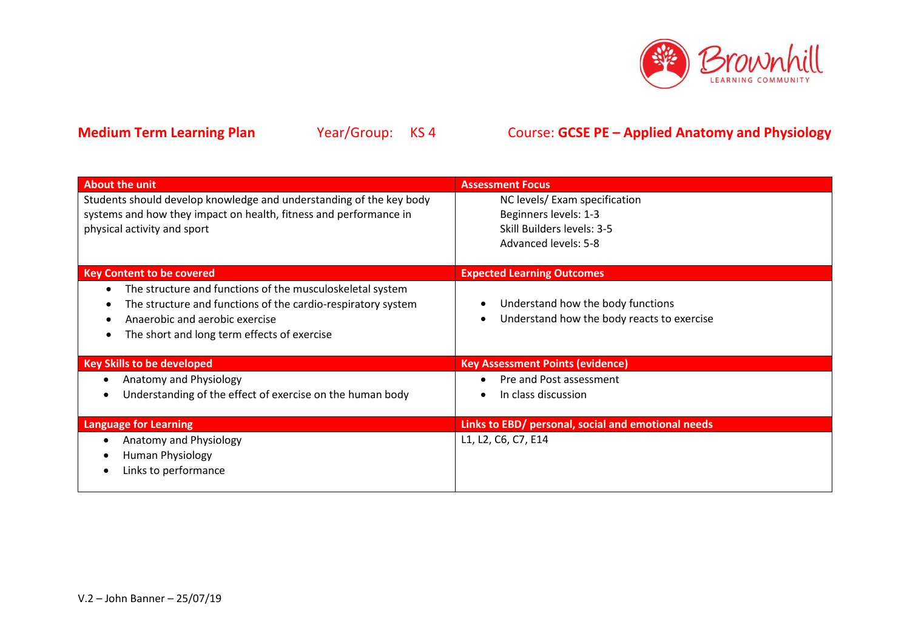**Medium Term Learning Plan** Year/Group: KS 4 Course: **GCSE PE – Applied Anatomy and Physiology**

| About the unit | Assessment Focus |
|---|---|
| Students should develop knowledge and understanding of the key body systems and how they impact on health, fitness and performance in physical activity and sport | NC levels/ Exam specification<br>Beginners levels: 1-3<br>Skill Builders levels: 3-5<br>Advanced levels: 5-8 |
| **Key Content to be covered** | **Expected Learning Outcomes** |
| • The structure and functions of the musculoskeletal system<br>• The structure and functions of the cardio-respiratory system<br>• Anaerobic and aerobic exercise<br>• The short and long term effects of exercise | • Understand how the body functions<br>• Understand how the body reacts to exercise |
| **Key Skills to be developed** | **Key Assessment Points (evidence)** |
| • Anatomy and Physiology<br>• Understanding of the effect of exercise on the human body | • Pre and Post assessment<br>• In class discussion |
| **Language for Learning** | **Links to EBD/ personal, social and emotional needs** |
| • Anatomy and Physiology<br>• Human Physiology<br>• Links to performance | L1, L2, C6, C7, E14 |

V.2 – John Banner – 25/07/19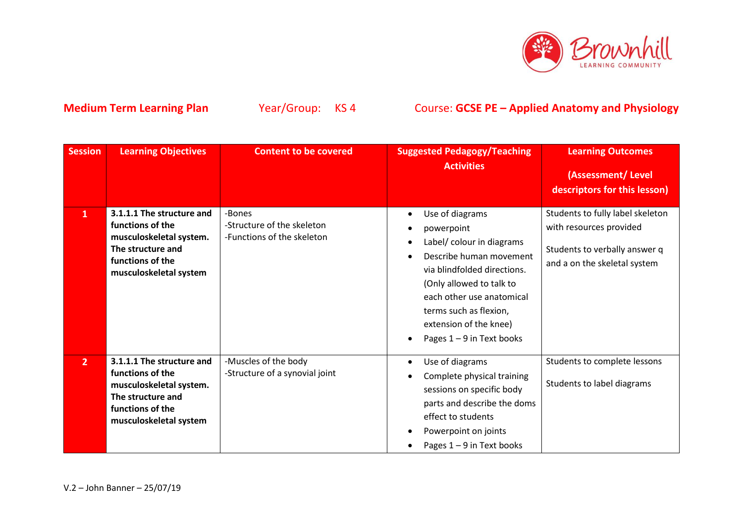**Medium Term Learning Plan** Year/Group: KS 4 Course: **GCSE PE – Applied Anatomy and Physiology**

| Session | Learning Objectives | Content to be covered | Suggested Pedagogy/Teaching Activities | Learning Outcomes (Assessment/ Level descriptors for this lesson) |
|---|---|---|---|---|
| 1 | **3.1.1.1 The structure and functions of the musculoskeletal system. The structure and functions of the musculoskeletal system** | -Bones<br>-Structure of the skeleton<br>-Functions of the skeleton | • Use of diagrams<br>• powerpoint<br>• Label/ colour in diagrams<br>• Describe human movement via blindfolded directions. (Only allowed to talk to each other use anatomical terms such as flexion, extension of the knee)<br>• Pages 1 – 9 in Text books | Students to fully label skeleton with resources provided<br><br>Students to verbally answer q and a on the skeletal system |
| 2 | **3.1.1.1 The structure and functions of the musculoskeletal system. The structure and functions of the musculoskeletal system** | -Muscles of the body<br>-Structure of a synovial joint | • Use of diagrams<br>• Complete physical training sessions on specific body parts and describe the doms effect to students<br>• Powerpoint on joints<br>• Pages 1 – 9 in Text books | Students to complete lessons<br><br>Students to label diagrams |

V.2 – John Banner – 25/07/19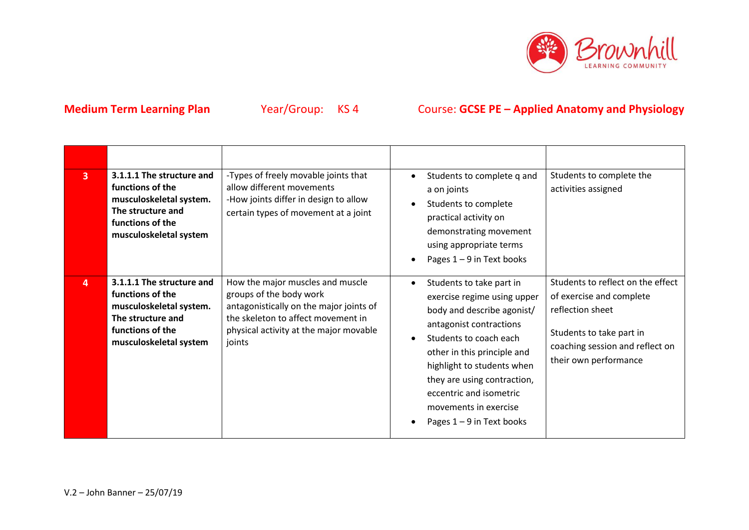**Medium Term Learning Plan** Year/Group: KS 4 Course: **GCSE PE – Applied Anatomy and Physiology**

| | | | | |
|---|---|---|---|---|
| 3 | **3.1.1.1 The structure and functions of the musculoskeletal system. The structure and functions of the musculoskeletal system** | -Types of freely movable joints that allow different movements<br>-How joints differ in design to allow certain types of movement at a joint | • Students to complete q and a on joints<br>• Students to complete practical activity on demonstrating movement using appropriate terms<br>• Pages 1 – 9 in Text books | Students to complete the activities assigned |
| 4 | **3.1.1.1 The structure and functions of the musculoskeletal system. The structure and functions of the musculoskeletal system** | How the major muscles and muscle groups of the body work antagonistically on the major joints of the skeleton to affect movement in physical activity at the major movable joints | • Students to take part in exercise regime using upper body and describe agonist/ antagonist contractions<br>• Students to coach each other in this principle and highlight to students when they are using contraction, eccentric and isometric movements in exercise<br>• Pages 1 – 9 in Text books | Students to reflect on the effect of exercise and complete reflection sheet<br><br>Students to take part in coaching session and reflect on their own performance |

V.2 – John Banner – 25/07/19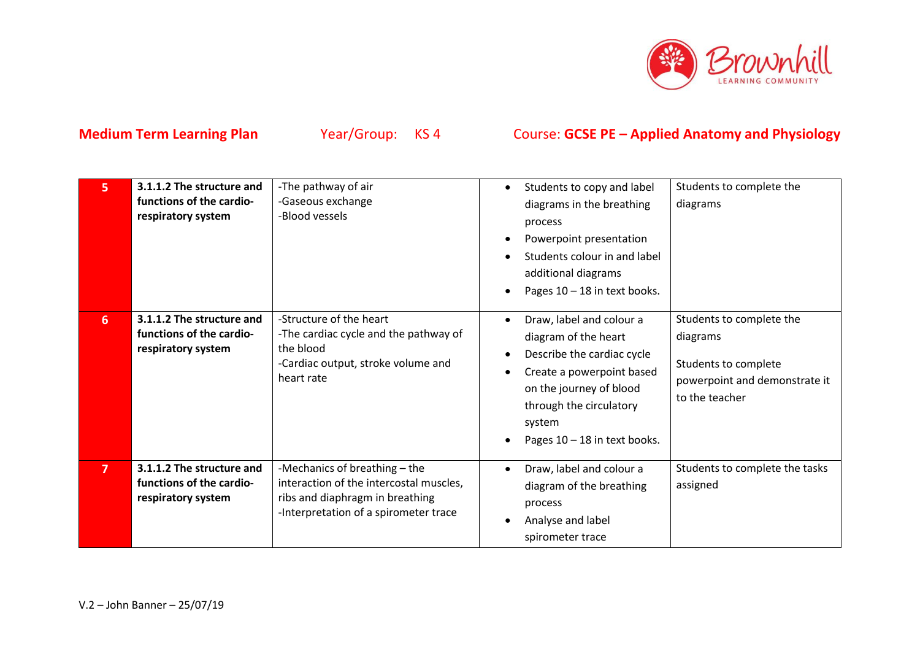**Medium Term Learning Plan** Year/Group: KS 4 Course: **GCSE PE – Applied Anatomy and Physiology**

| | | | | |
|---|---|---|---|---|
| **5** | **3.1.1.2 The structure and functions of the cardio-respiratory system** | -The pathway of air<br>-Gaseous exchange<br>-Blood vessels | • Students to copy and label diagrams in the breathing process<br>• Powerpoint presentation<br>• Students colour in and label additional diagrams<br>• Pages 10 – 18 in text books. | Students to complete the diagrams |
| **6** | **3.1.1.2 The structure and functions of the cardio-respiratory system** | -Structure of the heart<br>-The cardiac cycle and the pathway of the blood<br>-Cardiac output, stroke volume and heart rate | • Draw, label and colour a diagram of the heart<br>• Describe the cardiac cycle<br>• Create a powerpoint based on the journey of blood through the circulatory system<br>• Pages 10 – 18 in text books. | Students to complete the diagrams<br><br>Students to complete powerpoint and demonstrate it to the teacher |
| **7** | **3.1.1.2 The structure and functions of the cardio-respiratory system** | -Mechanics of breathing – the interaction of the intercostal muscles, ribs and diaphragm in breathing<br>-Interpretation of a spirometer trace | • Draw, label and colour a diagram of the breathing process<br>• Analyse and label spirometer trace | Students to complete the tasks assigned |

V.2 – John Banner – 25/07/19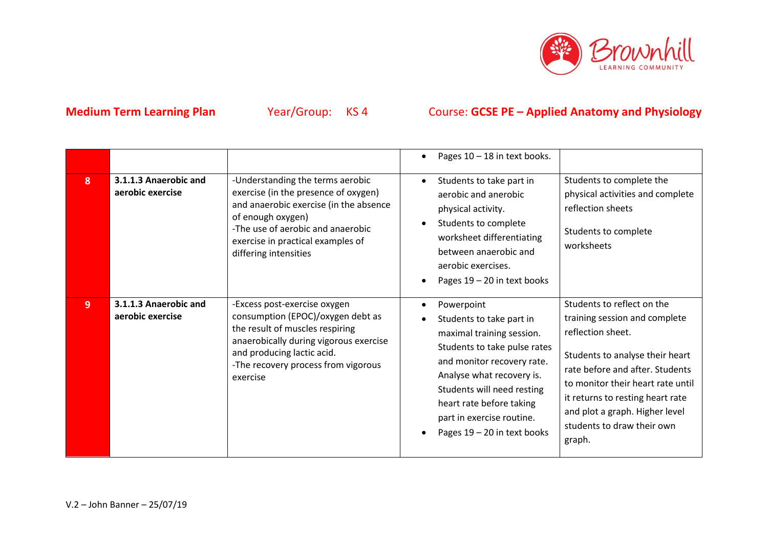**Medium Term Learning Plan** Year/Group: KS 4 Course: **GCSE PE – Applied Anatomy and Physiology**

| | | | | |
|---|---|---|---|---|
| | | | • Pages 10 – 18 in text books. | |
| 8 | **3.1.1.3 Anaerobic and aerobic exercise** | -Understanding the terms aerobic exercise (in the presence of oxygen) and anaerobic exercise (in the absence of enough oxygen)<br>-The use of aerobic and anaerobic exercise in practical examples of differing intensities | • Students to take part in aerobic and anerobic physical activity.<br>• Students to complete worksheet differentiating between anaerobic and aerobic exercises.<br>• Pages 19 – 20 in text books | Students to complete the physical activities and complete reflection sheets<br><br>Students to complete worksheets |
| 9 | **3.1.1.3 Anaerobic and aerobic exercise** | -Excess post-exercise oxygen consumption (EPOC)/oxygen debt as the result of muscles respiring anaerobically during vigorous exercise and producing lactic acid.<br>-The recovery process from vigorous exercise | • Powerpoint<br>• Students to take part in maximal training session. Students to take pulse rates and monitor recovery rate. Analyse what recovery is. Students will need resting heart rate before taking part in exercise routine.<br>• Pages 19 – 20 in text books | Students to reflect on the training session and complete reflection sheet.<br><br>Students to analyse their heart rate before and after. Students to monitor their heart rate until it returns to resting heart rate and plot a graph. Higher level students to draw their own graph. |

V.2 – John Banner – 25/07/19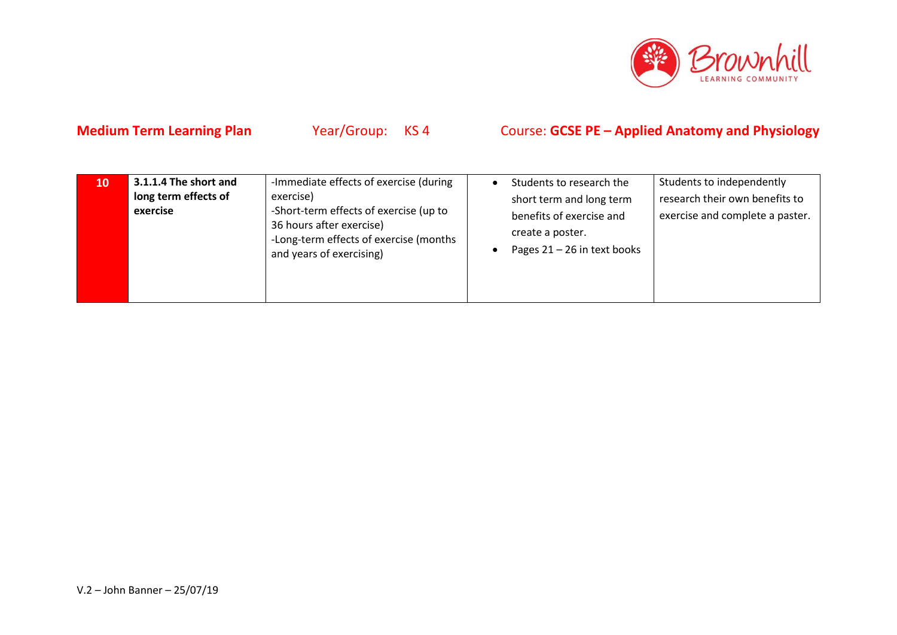**Medium Term Learning Plan** Year/Group: KS 4 Course: **GCSE PE – Applied Anatomy and Physiology**

| | | | | |
|---|---|---|---|---|
| **10** | **3.1.1.4 The short and long term effects of exercise** | -Immediate effects of exercise (during exercise)<br>-Short-term effects of exercise (up to 36 hours after exercise)<br>-Long-term effects of exercise (months and years of exercising) | • Students to research the short term and long term benefits of exercise and create a poster.<br>• Pages 21 – 26 in text books | Students to independently research their own benefits to exercise and complete a paster. |

V.2 – John Banner – 25/07/19